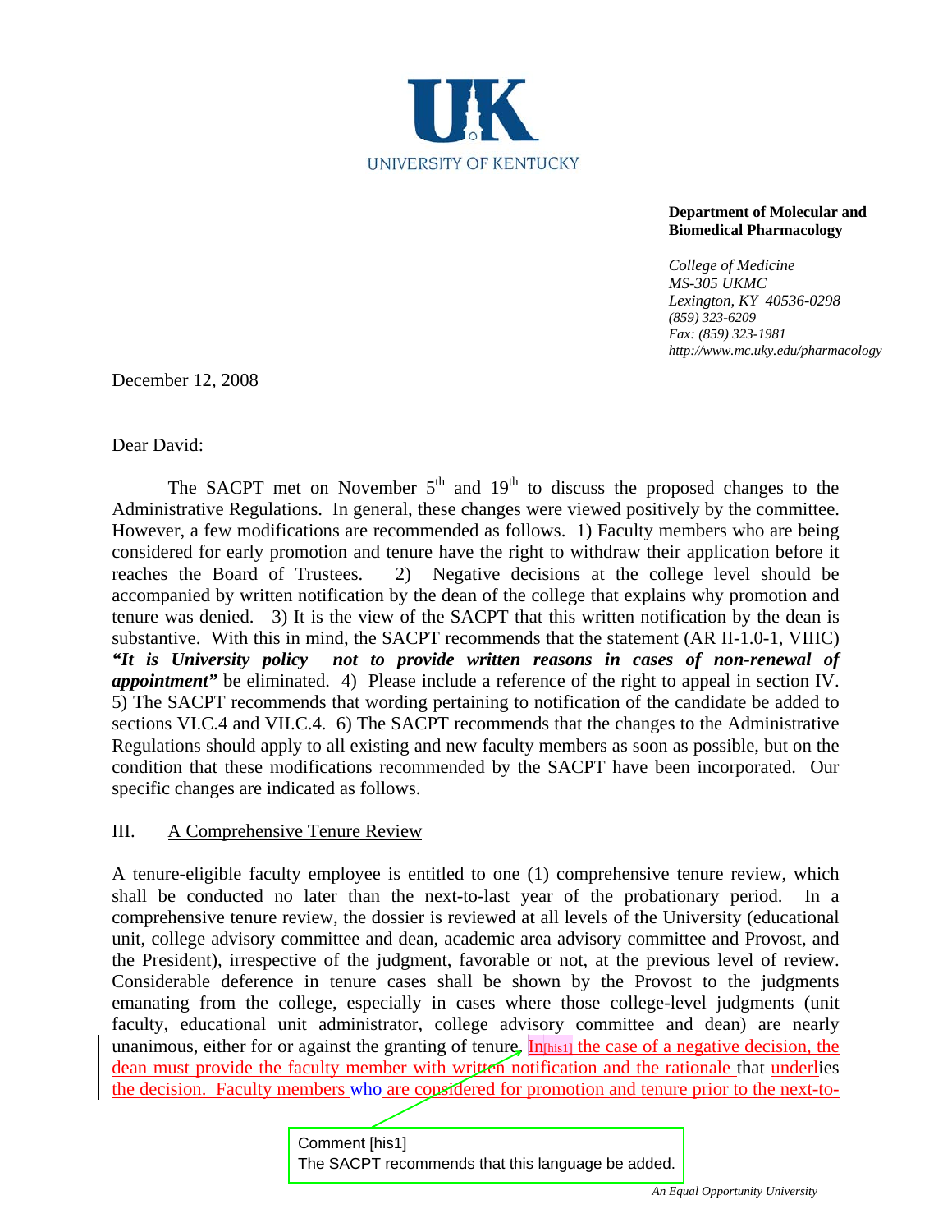UNIVERSITY OF KENTUCKY

**Department of Molecular and Biomedical Pharmacology**

*College of Medicine*
*MS-305 UKMC*
*Lexington, KY 40536-0298*
*(859) 323-6209*
*Fax: (859) 323-1981*
*http://www.mc.uky.edu/pharmacology*

December 12, 2008

Dear David:

The SACPT met on November 5th and 19th to discuss the proposed changes to the Administrative Regulations. In general, these changes were viewed positively by the committee. However, a few modifications are recommended as follows. 1) Faculty members who are being considered for early promotion and tenure have the right to withdraw their application before it reaches the Board of Trustees. 2) Negative decisions at the college level should be accompanied by written notification by the dean of the college that explains why promotion and tenure was denied. 3) It is the view of the SACPT that this written notification by the dean is substantive. With this in mind, the SACPT recommends that the statement (AR II-1.0-1, VIIIC) ***"It is University policy not to provide written reasons in cases of non-renewal of appointment"*** be eliminated. 4) Please include a reference of the right to appeal in section IV. 5) The SACPT recommends that wording pertaining to notification of the candidate be added to sections VI.C.4 and VII.C.4. 6) The SACPT recommends that the changes to the Administrative Regulations should apply to all existing and new faculty members as soon as possible, but on the condition that these modifications recommended by the SACPT have been incorporated. Our specific changes are indicated as follows.

## III. A Comprehensive Tenure Review

A tenure-eligible faculty employee is entitled to one (1) comprehensive tenure review, which shall be conducted no later than the next-to-last year of the probationary period. In a comprehensive tenure review, the dossier is reviewed at all levels of the University (educational unit, college advisory committee and dean, academic area advisory committee and Provost, and the President), irrespective of the judgment, favorable or not, at the previous level of review. Considerable deference in tenure cases shall be shown by the Provost to the judgments emanating from the college, especially in cases where those college-level judgments (unit faculty, educational unit administrator, college advisory committee and dean) are nearly unanimous, either for or against the granting of tenure. In[his1] the case of a negative decision, the dean must provide the faculty member with written notification and the rationale that underlies the decision. Faculty members who are considered for promotion and tenure prior to the next-to-

Comment [his1]
The SACPT recommends that this language be added.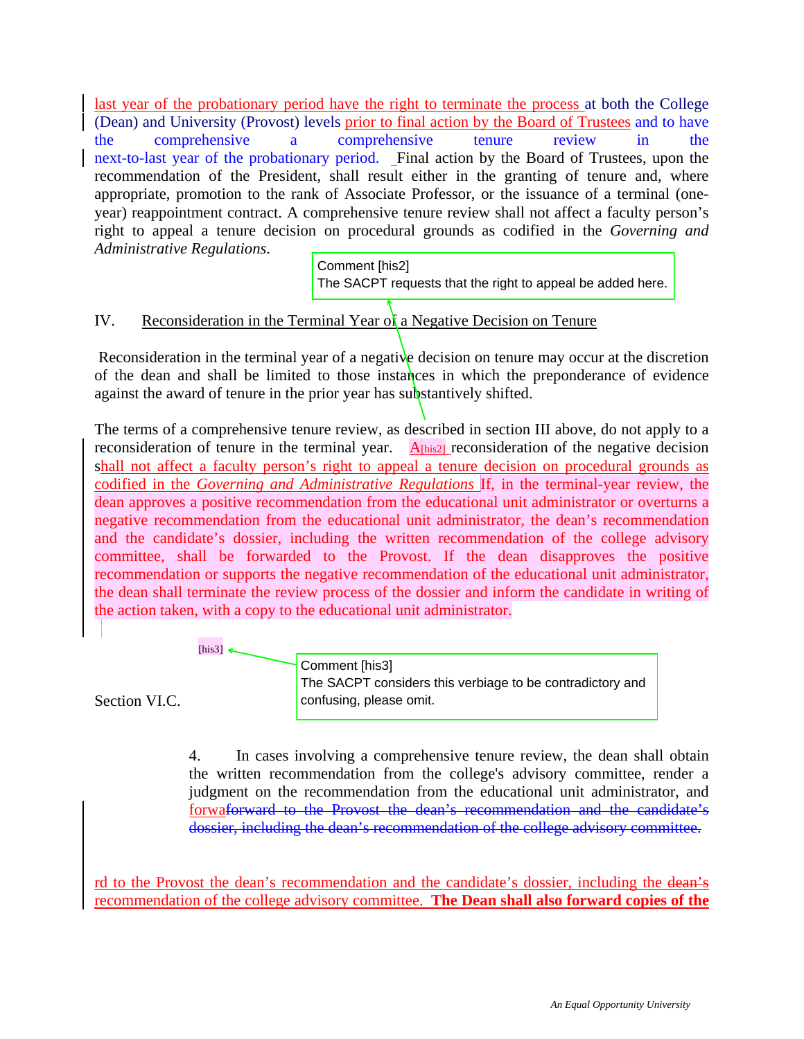last year of the probationary period have the right to terminate the process at both the College (Dean) and University (Provost) levels prior to final action by the Board of Trustees and to have the comprehensive a comprehensive tenure review in the next-to-last year of the probationary period. Final action by the Board of Trustees, upon the recommendation of the President, shall result either in the granting of tenure and, where appropriate, promotion to the rank of Associate Professor, or the issuance of a terminal (one-year) reappointment contract. A comprehensive tenure review shall not affect a faculty person's right to appeal a tenure decision on procedural grounds as codified in the *Governing and Administrative Regulations*.

Comment [his2]
The SACPT requests that the right to appeal be added here.

IV. Reconsideration in the Terminal Year of a Negative Decision on Tenure

Reconsideration in the terminal year of a negative decision on tenure may occur at the discretion of the dean and shall be limited to those instances in which the preponderance of evidence against the award of tenure in the prior year has substantively shifted.

The terms of a comprehensive tenure review, as described in section III above, do not apply to a reconsideration of tenure in the terminal year. A[his2] reconsideration of the negative decision shall not affect a faculty person's right to appeal a tenure decision on procedural grounds as codified in the *Governing and Administrative Regulations* If, in the terminal-year review, the dean approves a positive recommendation from the educational unit administrator or overturns a negative recommendation from the educational unit administrator, the dean's recommendation and the candidate's dossier, including the written recommendation of the college advisory committee, shall be forwarded to the Provost. If the dean disapproves the positive recommendation or supports the negative recommendation of the educational unit administrator, the dean shall terminate the review process of the dossier and inform the candidate in writing of the action taken, with a copy to the educational unit administrator.

[his3]

Comment [his3]
The SACPT considers this verbiage to be contradictory and confusing, please omit.

Section VI.C.

4. In cases involving a comprehensive tenure review, the dean shall obtain the written recommendation from the college's advisory committee, render a judgment on the recommendation from the educational unit administrator, and forwa~~forward to the Provost the dean's recommendation and the candidate's dossier, including the dean's recommendation of the college advisory committee.~~

rd to the Provost the dean's recommendation and the candidate's dossier, including the ~~dean's~~ recommendation of the college advisory committee. **The Dean shall also forward copies of the**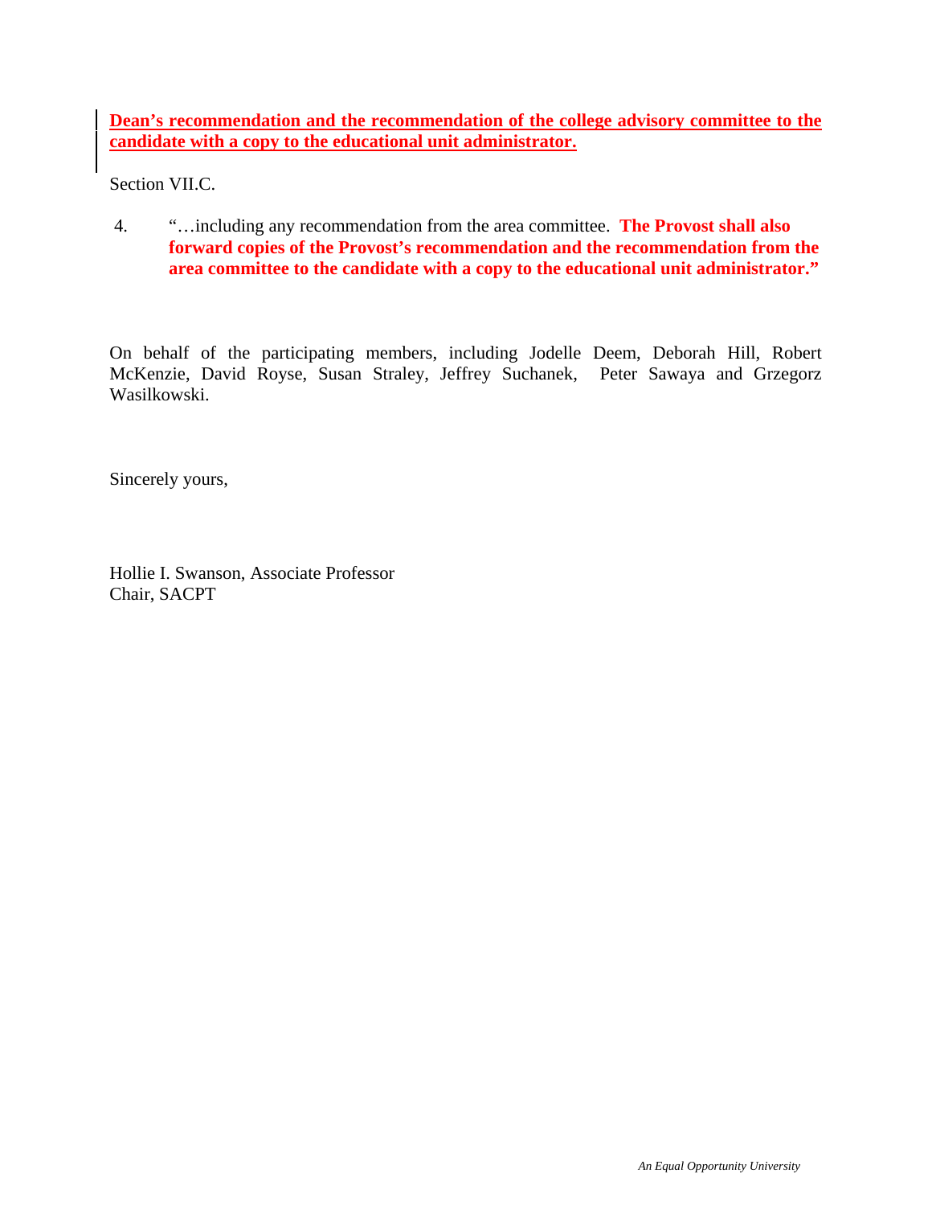**<u>Dean's recommendation and the recommendation of the college advisory committee to the candidate with a copy to the educational unit administrator.</u>**

Section VII.C.

4. "…including any recommendation from the area committee. **The Provost shall also forward copies of the Provost's recommendation and the recommendation from the area committee to the candidate with a copy to the educational unit administrator."**

On behalf of the participating members, including Jodelle Deem, Deborah Hill, Robert McKenzie, David Royse, Susan Straley, Jeffrey Suchanek, Peter Sawaya and Grzegorz Wasilkowski.

Sincerely yours,

Hollie I. Swanson, Associate Professor
Chair, SACPT

*An Equal Opportunity University*